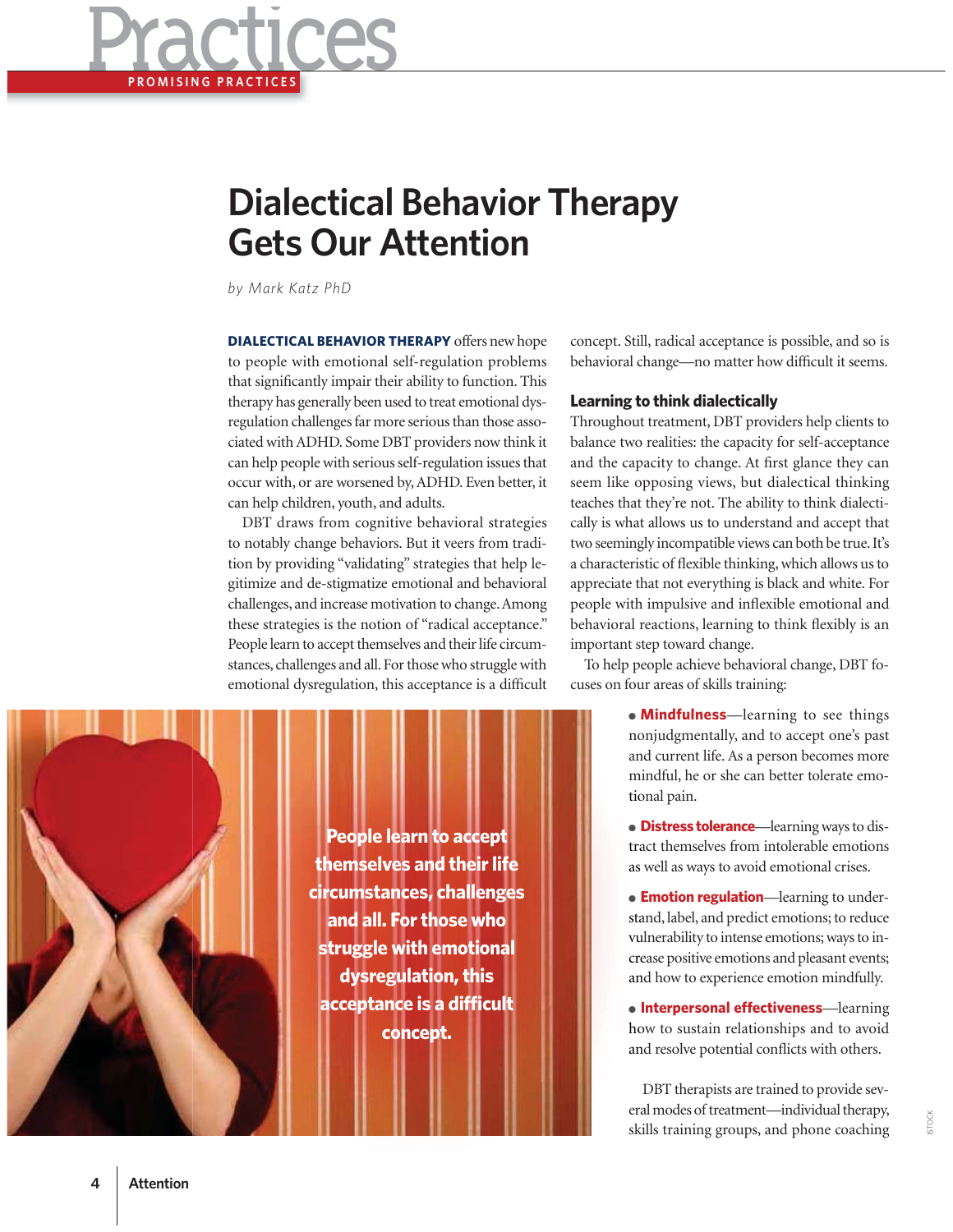# Dialectical Behavior Therapy Gets Our Attention

*by Mark Katz PhD*

**DIALECTICAL BEHAVIOR THERAPY** offers new hope to people with emotional self-regulation problems that significantly impair their ability to function. This therapy has generally been used to treat emotional dysregulation challenges far more serious than those associated with ADHD. Some DBT providers now think it can help people with serious self-regulation issues that occur with, or are worsened by, ADHD. Even better, it can help children, youth, and adults.

DBT draws from cognitive behavioral strategies to notably change behaviors. But it veers from tradition by providing "validating" strategies that help legitimize and de-stigmatize emotional and behavioral challenges, and increase motivation to change. Among these strategies is the notion of "radical acceptance." People learn to accept themselves and their life circumstances, challenges and all. For those who struggle with emotional dysregulation, this acceptance is a difficult concept. Still, radical acceptance is possible, and so is behavioral change—no matter how difficult it seems.

## Learning to think dialectically

Throughout treatment, DBT providers help clients to balance two realities: the capacity for self-acceptance and the capacity to change. At first glance they can seem like opposing views, but dialectical thinking teaches that they're not. The ability to think dialectically is what allows us to understand and accept that two seemingly incompatible views can both be true. It's a characteristic of flexible thinking, which allows us to appreciate that not everything is black and white. For people with impulsive and inflexible emotional and behavioral reactions, learning to think flexibly is an important step toward change.

To help people achieve behavioral change, DBT focuses on four areas of skills training:

- **Mindfulness**—learning to see things nonjudgmentally, and to accept one's past and current life. As a person becomes more mindful, he or she can better tolerate emotional pain.
- **Distress tolerance**—learning ways to distract themselves from intolerable emotions as well as ways to avoid emotional crises.
- **Emotion regulation**—learning to understand, label, and predict emotions; to reduce vulnerability to intense emotions; ways to increase positive emotions and pleasant events; and how to experience emotion mindfully.
- **Interpersonal effectiveness**—learning how to sustain relationships and to avoid and resolve potential conflicts with others.

People learn to accept themselves and their life circumstances, challenges and all. For those who struggle with emotional dysregulation, this acceptance is a difficult concept.

DBT therapists are trained to provide several modes of treatment—individual therapy, skills training groups, and phone coaching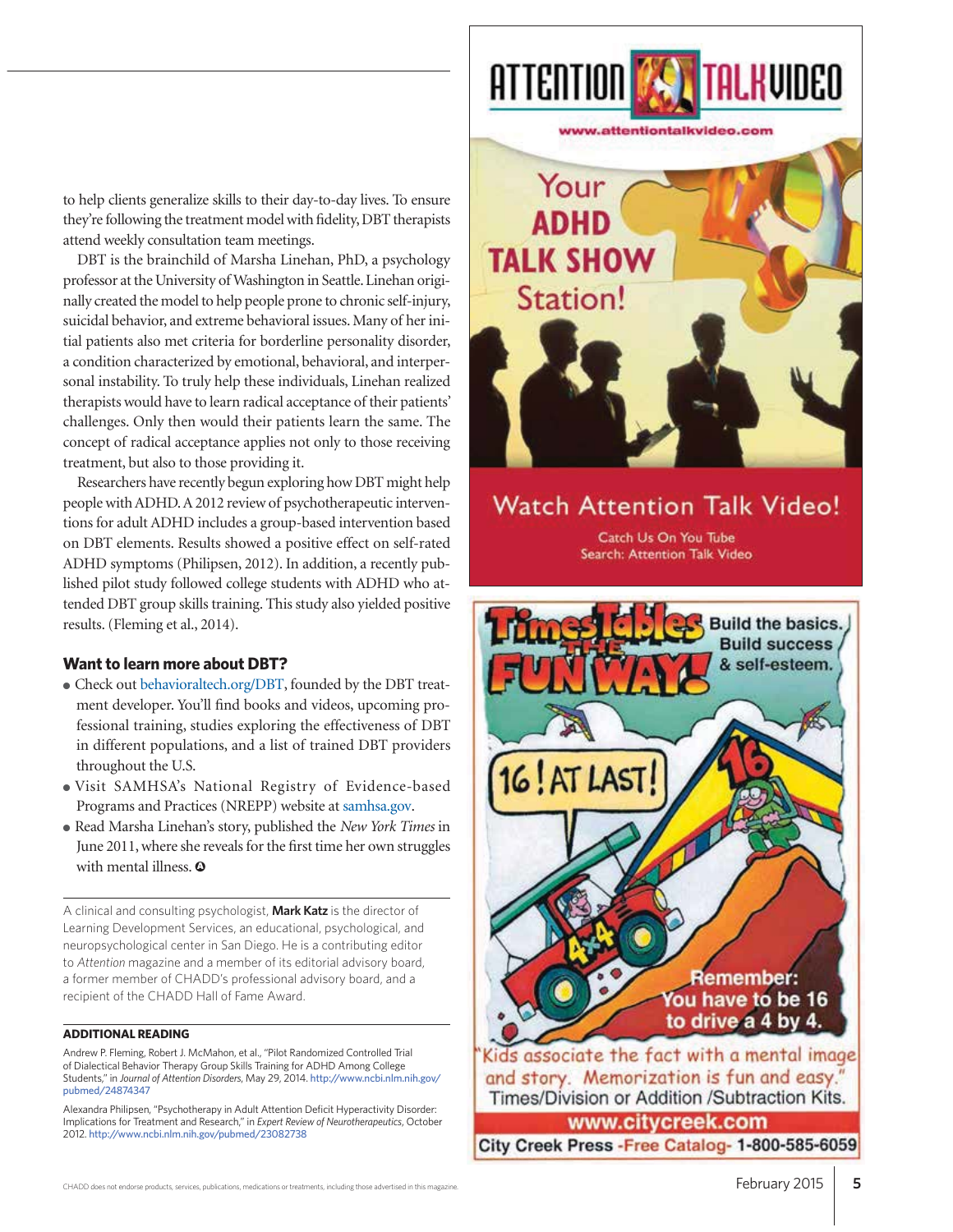to help clients generalize skills to their day-to-day lives. To ensure they're following the treatment model with fidelity, DBT therapists attend weekly consultation team meetings.

DBT is the brainchild of Marsha Linehan, PhD, a psychology professor at the University of Washington in Seattle. Linehan originally created the model to help people prone to chronic self-injury, suicidal behavior, and extreme behavioral issues. Many of her initial patients also met criteria for borderline personality disorder, a condition characterized by emotional, behavioral, and interpersonal instability. To truly help these individuals, Linehan realized therapists would have to learn radical acceptance of their patients' challenges. Only then would their patients learn the same. The concept of radical acceptance applies not only to those receiving treatment, but also to those providing it.

Researchers have recently begun exploring how DBT might help people with ADHD. A 2012 review of psychotherapeutic interventions for adult ADHD includes a group-based intervention based on DBT elements. Results showed a positive effect on self-rated ADHD symptoms (Philipsen, 2012). In addition, a recently published pilot study followed college students with ADHD who attended DBT group skills training. This study also yielded positive results. (Fleming et al., 2014).

### Want to learn more about DBT?

- Check out behavioraltech.org/DBT, founded by the DBT treatment developer. You'll find books and videos, upcoming professional training, studies exploring the effectiveness of DBT in different populations, and a list of trained DBT providers throughout the U.S.
- Visit SAMHSA's National Registry of Evidence-based Programs and Practices (NREPP) website at samhsa.gov.
- Read Marsha Linehan's story, published the *New York Times* in June 2011, where she reveals for the first time her own struggles with mental illness.

A clinical and consulting psychologist, **Mark Katz** is the director of Learning Development Services, an educational, psychological, and neuropsychological center in San Diego. He is a contributing editor to *Attention* magazine and a member of its editorial advisory board, a former member of CHADD's professional advisory board, and a recipient of the CHADD Hall of Fame Award.

#### ADDITIONAL READING

Andrew P. Fleming, Robert J. McMahon, et al., "Pilot Randomized Controlled Trial of Dialectical Behavior Therapy Group Skills Training for ADHD Among College Students," in *Journal of Attention Disorders*, May 29, 2014. http://www.ncbi.nlm.nih.gov/pubmed/24874347

Alexandra Philipsen, "Psychotherapy in Adult Attention Deficit Hyperactivity Disorder: Implications for Treatment and Research," in *Expert Review of Neurotherapeutics*, October 2012. http://www.ncbi.nlm.nih.gov/pubmed/23082738

ATTENTION TALK VIDEO

www.attentiontalkvideo.com

Your ADHD TALK SHOW Station!

Watch Attention Talk Video!

Catch Us On You Tube
Search: Attention Talk Video

Times Tables THE FUN WAY! Build the basics. Build success & self-esteem.

16! AT LAST!

Remember: You have to be 16 to drive a 4 by 4.

"Kids associate the fact with a mental image and story. Memorization is fun and easy."
Times/Division or Addition/Subtraction Kits.

www.citycreek.com

City Creek Press - Free Catalog - 1-800-585-6059

CHADD does not endorse products, services, publications, medications or treatments, including those advertised in this magazine.